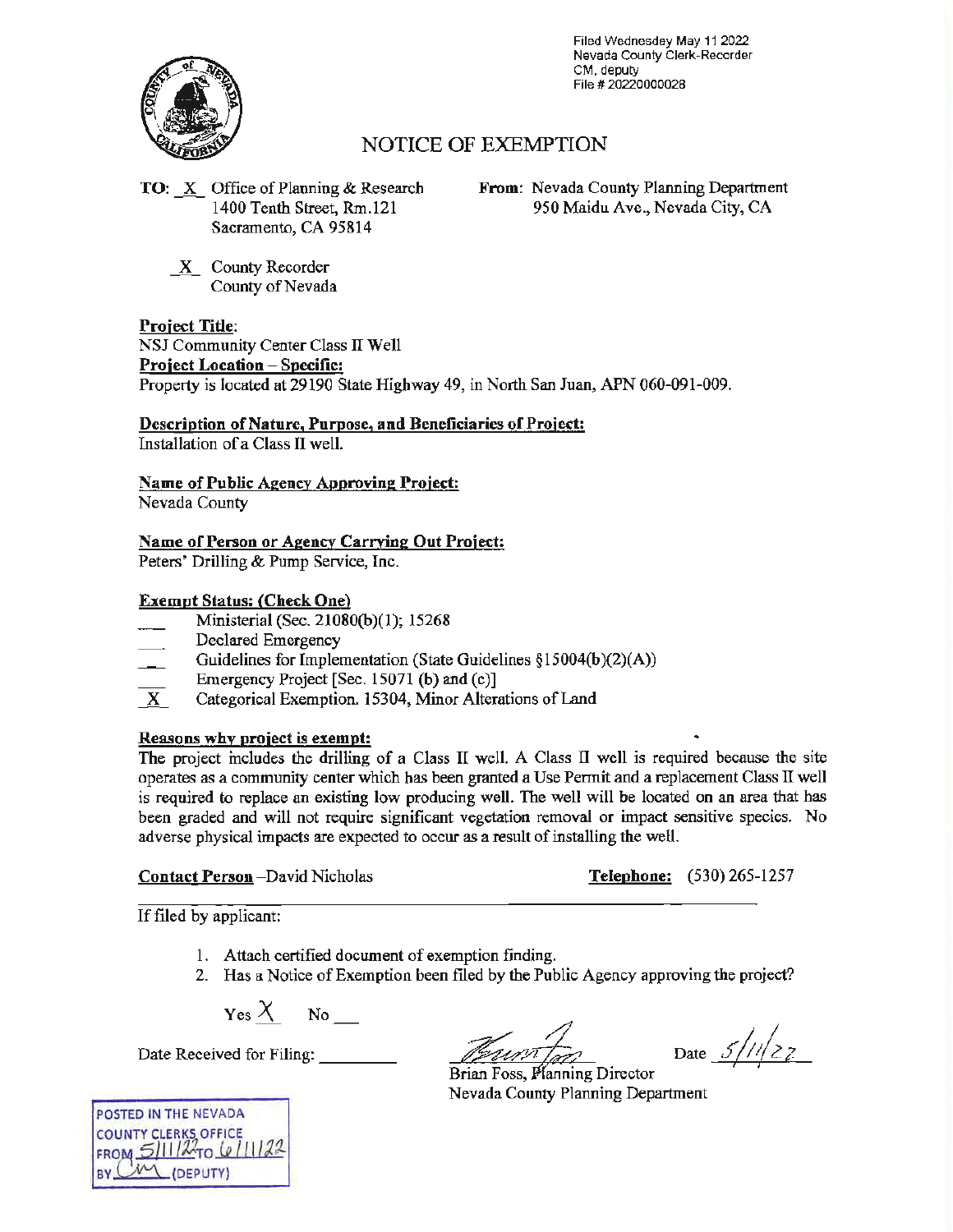Filed Wednesday May 11 2022
Nevada County Clerk-Recorder
CM, deputy
File # 20220000028

# NOTICE OF EXEMPTION

**TO:** _X_ Office of Planning & Research
1400 Tenth Street, Rm.121
Sacramento, CA 95814

_X_ County Recorder
County of Nevada

**From:** Nevada County Planning Department
950 Maidu Ave., Nevada City, CA

**Project Title:**
NSJ Community Center Class II Well

**Project Location – Specific:**
Property is located at 29190 State Highway 49, in North San Juan, APN 060-091-009.

**Description of Nature, Purpose, and Beneficiaries of Project:**
Installation of a Class II well.

**Name of Public Agency Approving Project:**
Nevada County

**Name of Person or Agency Carrying Out Project:**
Peters' Drilling & Pump Service, Inc.

**Exempt Status: (Check One)**

- ___ Ministerial (Sec. 21080(b)(1); 15268
- ___ Declared Emergency
- ___ Guidelines for Implementation (State Guidelines §15004(b)(2)(A))
- ___ Emergency Project [Sec. 15071 (b) and (c)]
- _X_ Categorical Exemption. 15304, Minor Alterations of Land

**Reasons why project is exempt:**
The project includes the drilling of a Class II well. A Class II well is required because the site operates as a community center which has been granted a Use Permit and a replacement Class II well is required to replace an existing low producing well. The well will be located on an area that has been graded and will not require significant vegetation removal or impact sensitive species. No adverse physical impacts are expected to occur as a result of installing the well.

**Contact Person** –David Nicholas **Telephone:** (530) 265-1257

If filed by applicant:

1. Attach certified document of exemption finding.
2. Has a Notice of Exemption been filed by the Public Agency approving the project?

Yes X No ___

Date Received for Filing: ________

[Signature]
Brian Foss, Planning Director
Nevada County Planning Department

Date 5/11/22

POSTED IN THE NEVADA COUNTY CLERKS OFFICE
FROM 5/11/22 TO 6/11/22
BY CM (DEPUTY)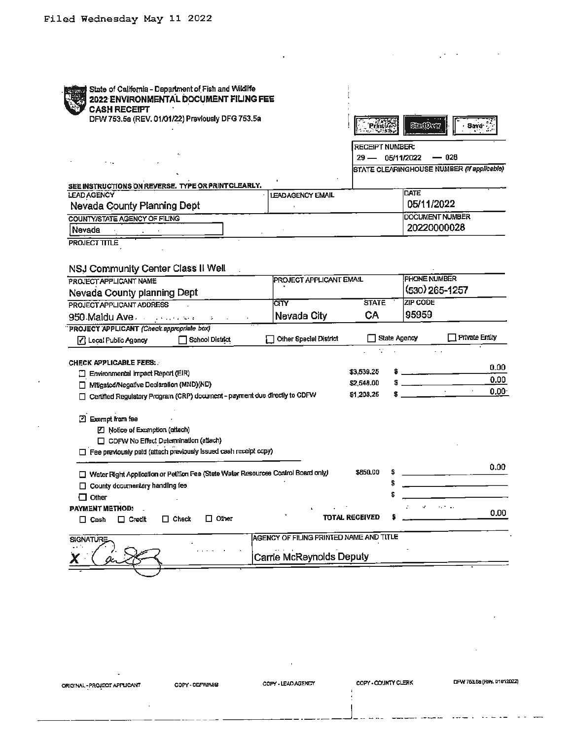Filed Wednesday May 11 2022

State of California - Department of Fish and Wildlife
**2022 ENVIRONMENTAL DOCUMENT FILING FEE CASH RECEIPT**
DFW 753.5a (REV. 01/01/22) Previously DFG 753.5a

Print | StartOver | Save

RECEIPT NUMBER:
29 — 05/11/2022 — 028

STATE CLEARINGHOUSE NUMBER *(If applicable)*

SEE INSTRUCTIONS ON REVERSE. TYPE OR PRINT CLEARLY.

| LEAD AGENCY | LEAD AGENCY EMAIL | DATE |
|---|---|---|
| Nevada County Planning Dept | | 05/11/2022 |

| COUNTY/STATE AGENCY OF FILING | DOCUMENT NUMBER |
|---|---|
| Nevada | 20220000028 |

PROJECT TITLE

NSJ Community Center Class II Well

| PROJECT APPLICANT NAME | PROJECT APPLICANT EMAIL | PHONE NUMBER |
|---|---|---|
| Nevada County planning Dept | | (530) 265-1257 |

| PROJECT APPLICANT ADDRESS | CITY | STATE | ZIP CODE |
|---|---|---|---|
| 950 Maidu Ave | Nevada City | CA | 95959 |

PROJECT APPLICANT *(Check appropriate box)*

☑ Local Public Agency ☐ School District ☐ Other Special District ☐ State Agency ☐ Private Entity

**CHECK APPLICABLE FEES:**

| | | |
|---|---|---|
| ☐ Environmental Impact Report (EIR) | $3,539.25 | $ 0.00 |
| ☐ Mitigated/Negative Declaration (MND)(ND) | $2,548.00 | $ 0.00 |
| ☐ Certified Regulatory Program (CRP) document - payment due directly to CDFW | $1,203.25 | $ 0.00 |

☑ Exempt from fee
- ☑ Notice of Exemption (attach)
- ☐ CDFW No Effect Determination (attach)

☐ Fee previously paid (attach previously issued cash receipt copy)

| | | |
|---|---|---|
| ☐ Water Right Application or Petition Fee (State Water Resources Control Board only) | $850.00 | $ 0.00 |
| ☐ County documentary handling fee | | $ |
| ☐ Other | | $ |

**PAYMENT METHOD:**

☐ Cash ☐ Credit ☐ Check ☐ Other

TOTAL RECEIVED $ 0.00

| SIGNATURE | AGENCY OF FILING PRINTED NAME AND TITLE |
|---|---|
| X (signature) | Carrie McReynolds Deputy |

ORIGINAL - PROJECT APPLICANT COPY - CDFW/ASB COPY - LEAD AGENCY COPY - COUNTY CLERK DFW 753.5a (Rev. 01012022)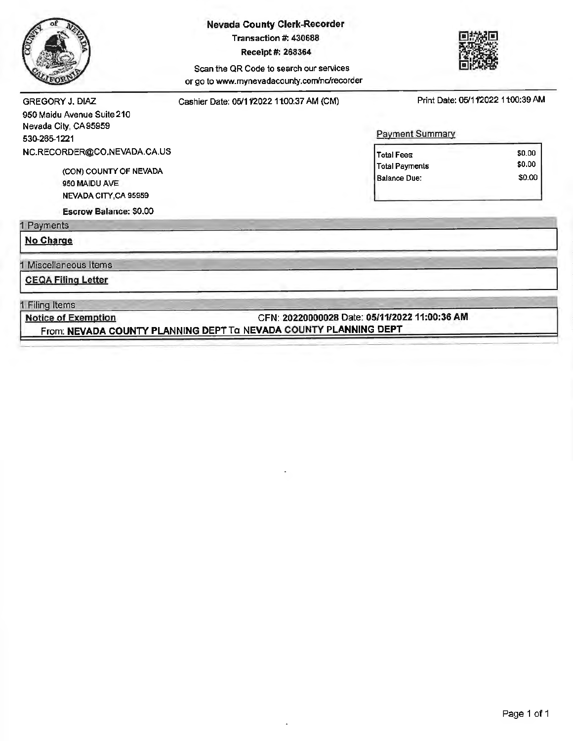**Nevada County Clerk-Recorder**

**Transaction #: 430688**

**Receipt #: 268364**

Scan the QR Code to search our services
or go to www.mynevadacounty.com/nc/recorder

GREGORY J. DIAZ
950 Maidu Avenue Suite 210
Nevada City, CA 95959
530-265-1221
NC.RECORDER@CO.NEVADA.CA.US

Cashier Date: 05/11/2022 11:00:37 AM (CM)

Print Date: 05/11/2022 11:00:39 AM

(CON) COUNTY OF NEVADA
950 MAIDU AVE
NEVADA CITY, CA 95959

**Escrow Balance: $0.00**

Payment Summary

| | |
|---|---|
| Total Fees | $0.00 |
| Total Payments | $0.00 |
| Balance Due: | $0.00 |

1 Payments

**No Charge**

1 Miscellaneous Items

**CEQA Filing Letter**

1 Filing Items

**Notice of Exemption** CFN: **20220000028** Date: **05/11/2022 11:00:36 AM**

From: **NEVADA COUNTY PLANNING DEPT** To: **NEVADA COUNTY PLANNING DEPT**